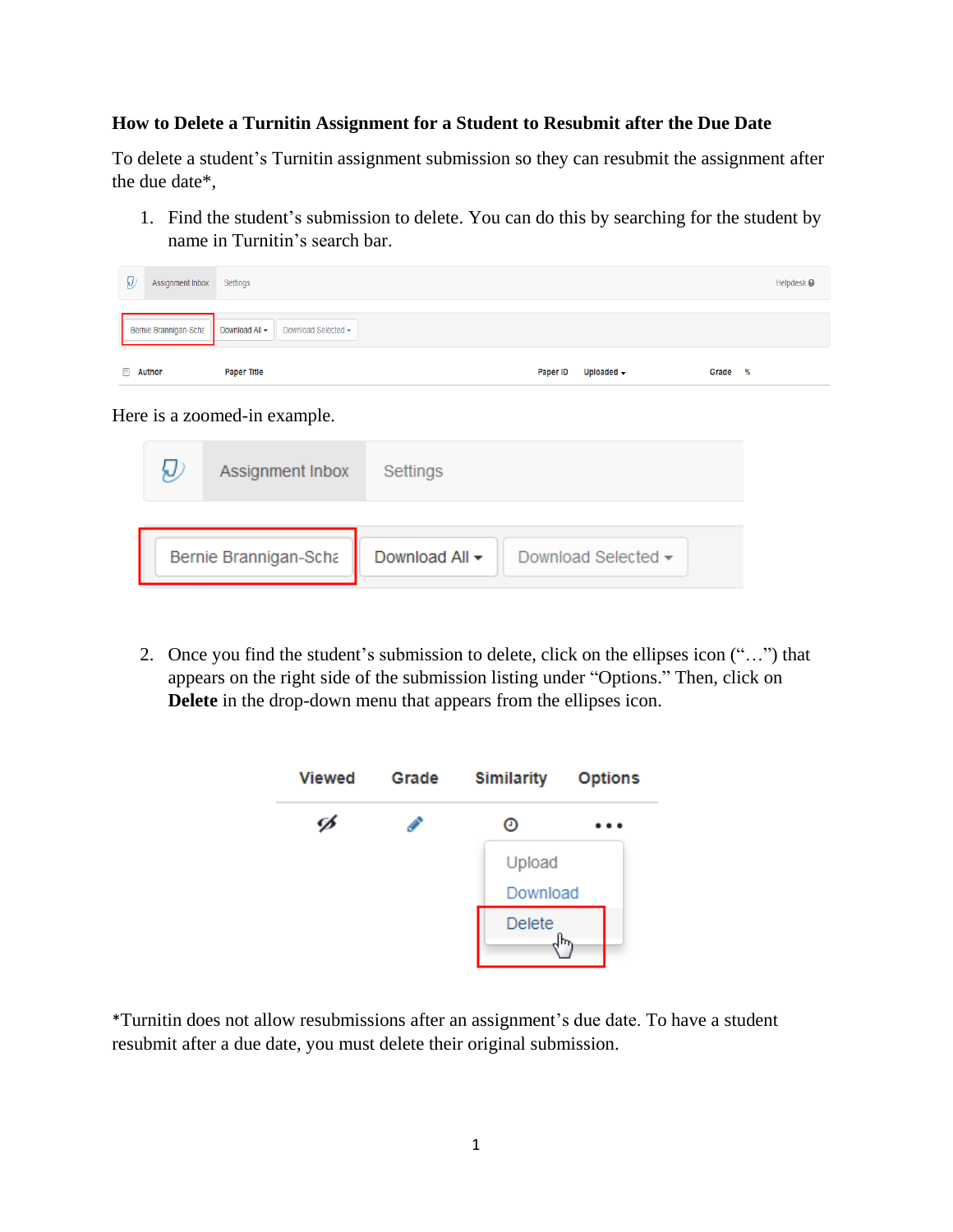**How to Delete a Turnitin Assignment for a Student to Resubmit after the Due Date**

To delete a student's Turnitin assignment submission so they can resubmit the assignment after the due date*,

1. Find the student's submission to delete. You can do this by searching for the student by name in Turnitin's search bar.

Here is a zoomed-in example.

2. Once you find the student's submission to delete, click on the ellipses icon ("…") that appears on the right side of the submission listing under "Options." Then, click on **Delete** in the drop-down menu that appears from the ellipses icon.

*Turnitin does not allow resubmissions after an assignment's due date. To have a student resubmit after a due date, you must delete their original submission.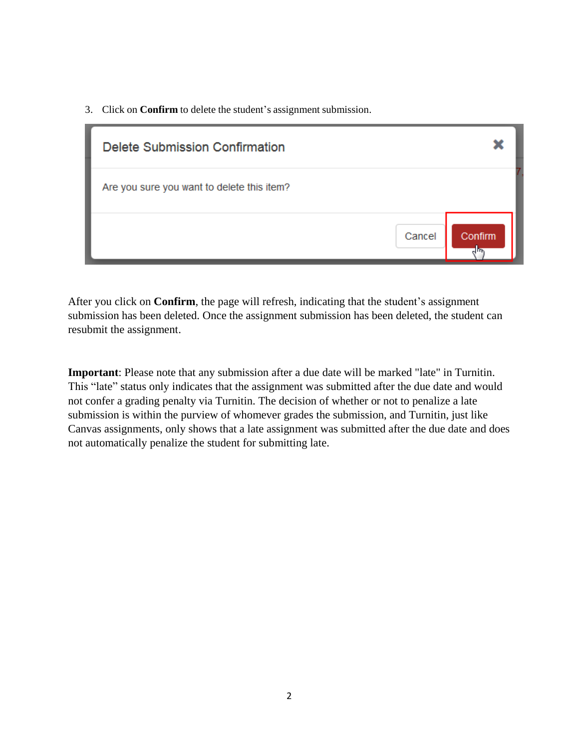3. Click on **Confirm** to delete the student's assignment submission.

After you click on **Confirm**, the page will refresh, indicating that the student's assignment submission has been deleted. Once the assignment submission has been deleted, the student can resubmit the assignment.

**Important**: Please note that any submission after a due date will be marked "late" in Turnitin. This "late" status only indicates that the assignment was submitted after the due date and would not confer a grading penalty via Turnitin. The decision of whether or not to penalize a late submission is within the purview of whomever grades the submission, and Turnitin, just like Canvas assignments, only shows that a late assignment was submitted after the due date and does not automatically penalize the student for submitting late.